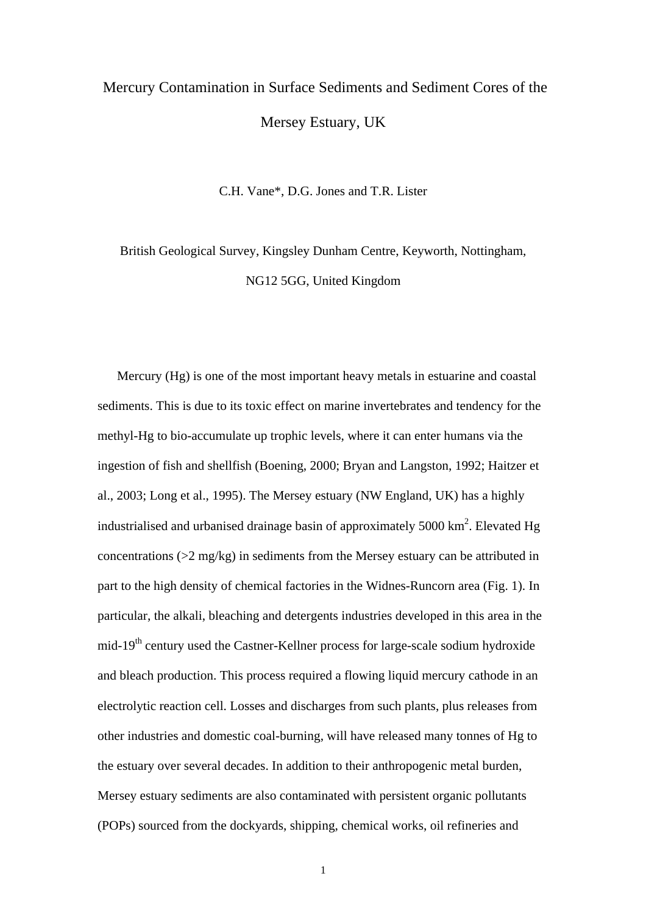# Mercury Contamination in Surface Sediments and Sediment Cores of the Mersey Estuary, UK

C.H. Vane*, D.G. Jones and T.R. Lister

British Geological Survey, Kingsley Dunham Centre, Keyworth, Nottingham, NG12 5GG, United Kingdom

Mercury (Hg) is one of the most important heavy metals in estuarine and coastal sediments. This is due to its toxic effect on marine invertebrates and tendency for the methyl-Hg to bio-accumulate up trophic levels, where it can enter humans via the ingestion of fish and shellfish (Boening, 2000; Bryan and Langston, 1992; Haitzer et al., 2003; Long et al., 1995). The Mersey estuary (NW England, UK) has a highly industrialised and urbanised drainage basin of approximately 5000 $km^2$. Elevated Hg concentrations (>2 mg/kg) in sediments from the Mersey estuary can be attributed in part to the high density of chemical factories in the Widnes-Runcorn area (Fig. 1). In particular, the alkali, bleaching and detergents industries developed in this area in the mid-19$^{th}$ century used the Castner-Kellner process for large-scale sodium hydroxide and bleach production. This process required a flowing liquid mercury cathode in an electrolytic reaction cell. Losses and discharges from such plants, plus releases from other industries and domestic coal-burning, will have released many tonnes of Hg to the estuary over several decades. In addition to their anthropogenic metal burden, Mersey estuary sediments are also contaminated with persistent organic pollutants (POPs) sourced from the dockyards, shipping, chemical works, oil refineries and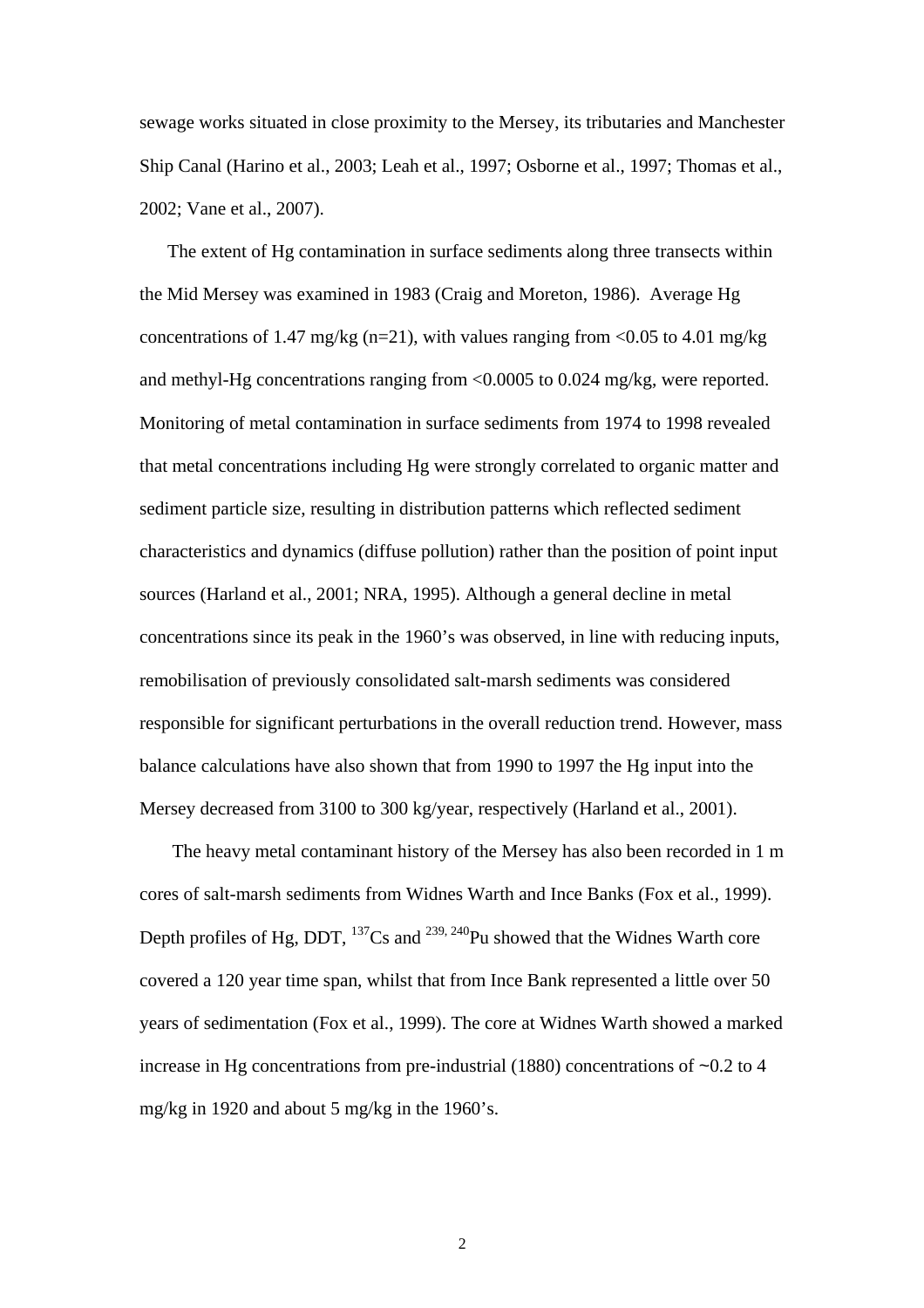sewage works situated in close proximity to the Mersey, its tributaries and Manchester Ship Canal (Harino et al., 2003; Leah et al., 1997; Osborne et al., 1997; Thomas et al., 2002; Vane et al., 2007).

The extent of Hg contamination in surface sediments along three transects within the Mid Mersey was examined in 1983 (Craig and Moreton, 1986). Average Hg concentrations of 1.47 mg/kg (n=21), with values ranging from <0.05 to 4.01 mg/kg and methyl-Hg concentrations ranging from <0.0005 to 0.024 mg/kg, were reported. Monitoring of metal contamination in surface sediments from 1974 to 1998 revealed that metal concentrations including Hg were strongly correlated to organic matter and sediment particle size, resulting in distribution patterns which reflected sediment characteristics and dynamics (diffuse pollution) rather than the position of point input sources (Harland et al., 2001; NRA, 1995). Although a general decline in metal concentrations since its peak in the 1960's was observed, in line with reducing inputs, remobilisation of previously consolidated salt-marsh sediments was considered responsible for significant perturbations in the overall reduction trend. However, mass balance calculations have also shown that from 1990 to 1997 the Hg input into the Mersey decreased from 3100 to 300 kg/year, respectively (Harland et al., 2001).

The heavy metal contaminant history of the Mersey has also been recorded in 1 m cores of salt-marsh sediments from Widnes Warth and Ince Banks (Fox et al., 1999). Depth profiles of Hg, DDT, $^{137}$Cs and $^{239, 240}$Pu showed that the Widnes Warth core covered a 120 year time span, whilst that from Ince Bank represented a little over 50 years of sedimentation (Fox et al., 1999). The core at Widnes Warth showed a marked increase in Hg concentrations from pre-industrial (1880) concentrations of ~0.2 to 4 mg/kg in 1920 and about 5 mg/kg in the 1960's.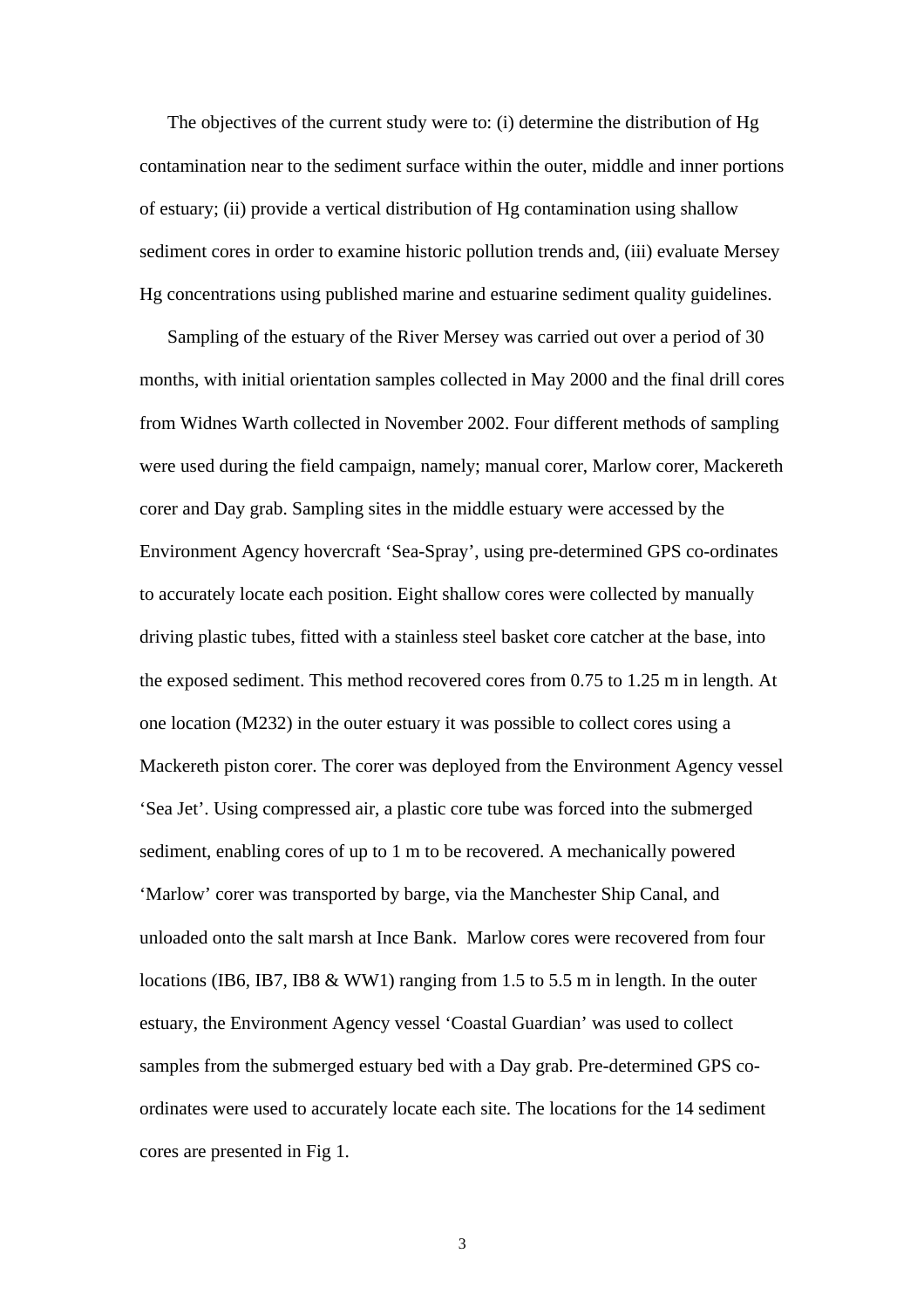The objectives of the current study were to: (i) determine the distribution of Hg contamination near to the sediment surface within the outer, middle and inner portions of estuary; (ii) provide a vertical distribution of Hg contamination using shallow sediment cores in order to examine historic pollution trends and, (iii) evaluate Mersey Hg concentrations using published marine and estuarine sediment quality guidelines.

Sampling of the estuary of the River Mersey was carried out over a period of 30 months, with initial orientation samples collected in May 2000 and the final drill cores from Widnes Warth collected in November 2002. Four different methods of sampling were used during the field campaign, namely; manual corer, Marlow corer, Mackereth corer and Day grab. Sampling sites in the middle estuary were accessed by the Environment Agency hovercraft 'Sea-Spray', using pre-determined GPS co-ordinates to accurately locate each position. Eight shallow cores were collected by manually driving plastic tubes, fitted with a stainless steel basket core catcher at the base, into the exposed sediment. This method recovered cores from 0.75 to 1.25 m in length. At one location (M232) in the outer estuary it was possible to collect cores using a Mackereth piston corer. The corer was deployed from the Environment Agency vessel 'Sea Jet'. Using compressed air, a plastic core tube was forced into the submerged sediment, enabling cores of up to 1 m to be recovered. A mechanically powered 'Marlow' corer was transported by barge, via the Manchester Ship Canal, and unloaded onto the salt marsh at Ince Bank. Marlow cores were recovered from four locations (IB6, IB7, IB8 & WW1) ranging from 1.5 to 5.5 m in length. In the outer estuary, the Environment Agency vessel 'Coastal Guardian' was used to collect samples from the submerged estuary bed with a Day grab. Pre-determined GPS co-ordinates were used to accurately locate each site. The locations for the 14 sediment cores are presented in Fig 1.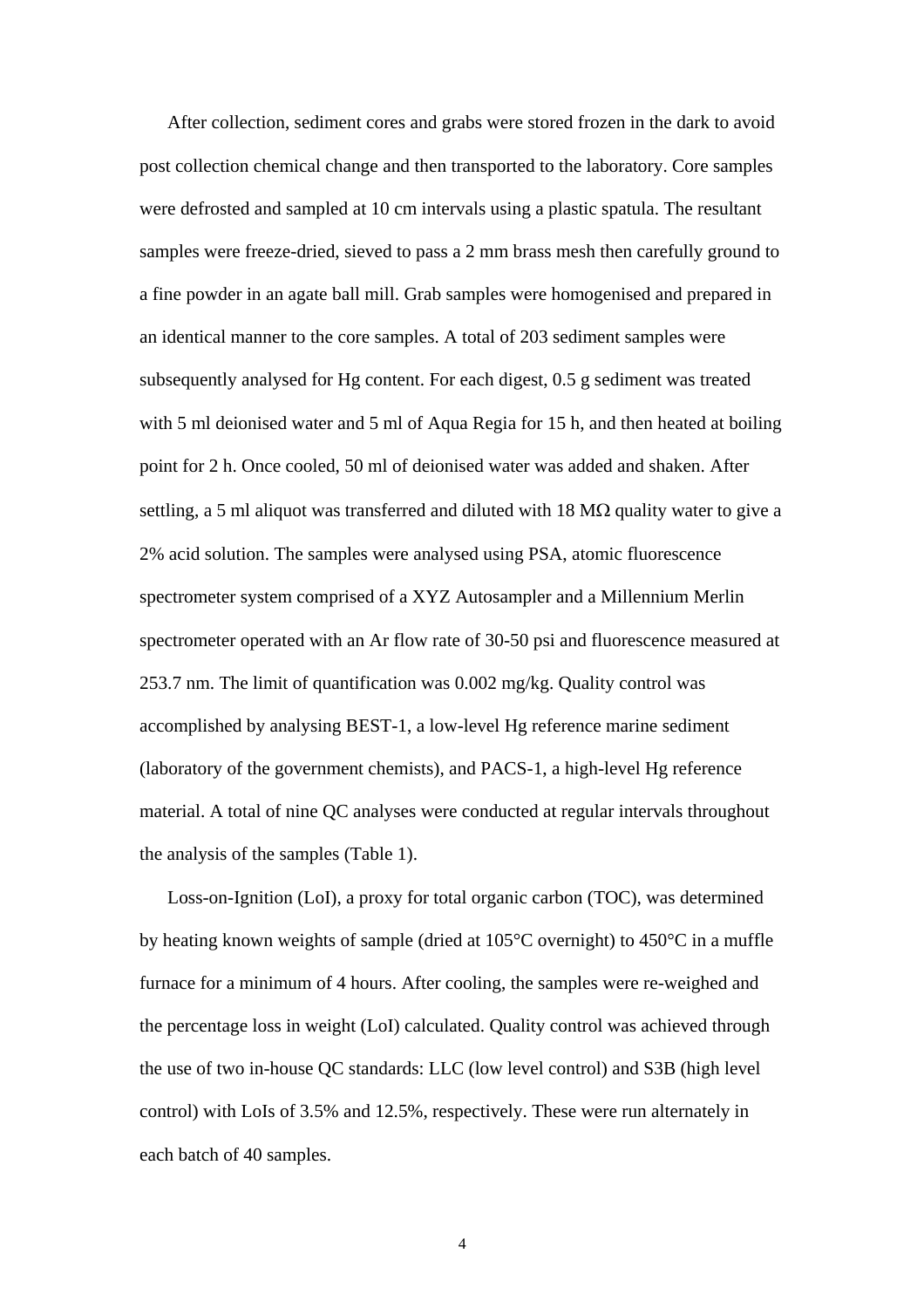After collection, sediment cores and grabs were stored frozen in the dark to avoid post collection chemical change and then transported to the laboratory. Core samples were defrosted and sampled at 10 cm intervals using a plastic spatula. The resultant samples were freeze-dried, sieved to pass a 2 mm brass mesh then carefully ground to a fine powder in an agate ball mill. Grab samples were homogenised and prepared in an identical manner to the core samples. A total of 203 sediment samples were subsequently analysed for Hg content. For each digest, 0.5 g sediment was treated with 5 ml deionised water and 5 ml of Aqua Regia for 15 h, and then heated at boiling point for 2 h. Once cooled, 50 ml of deionised water was added and shaken. After settling, a 5 ml aliquot was transferred and diluted with 18 MΩ quality water to give a 2% acid solution. The samples were analysed using PSA, atomic fluorescence spectrometer system comprised of a XYZ Autosampler and a Millennium Merlin spectrometer operated with an Ar flow rate of 30-50 psi and fluorescence measured at 253.7 nm. The limit of quantification was 0.002 mg/kg. Quality control was accomplished by analysing BEST-1, a low-level Hg reference marine sediment (laboratory of the government chemists), and PACS-1, a high-level Hg reference material. A total of nine QC analyses were conducted at regular intervals throughout the analysis of the samples (Table 1).

Loss-on-Ignition (LoI), a proxy for total organic carbon (TOC), was determined by heating known weights of sample (dried at 105°C overnight) to 450°C in a muffle furnace for a minimum of 4 hours. After cooling, the samples were re-weighed and the percentage loss in weight (LoI) calculated. Quality control was achieved through the use of two in-house QC standards: LLC (low level control) and S3B (high level control) with LoIs of 3.5% and 12.5%, respectively. These were run alternately in each batch of 40 samples.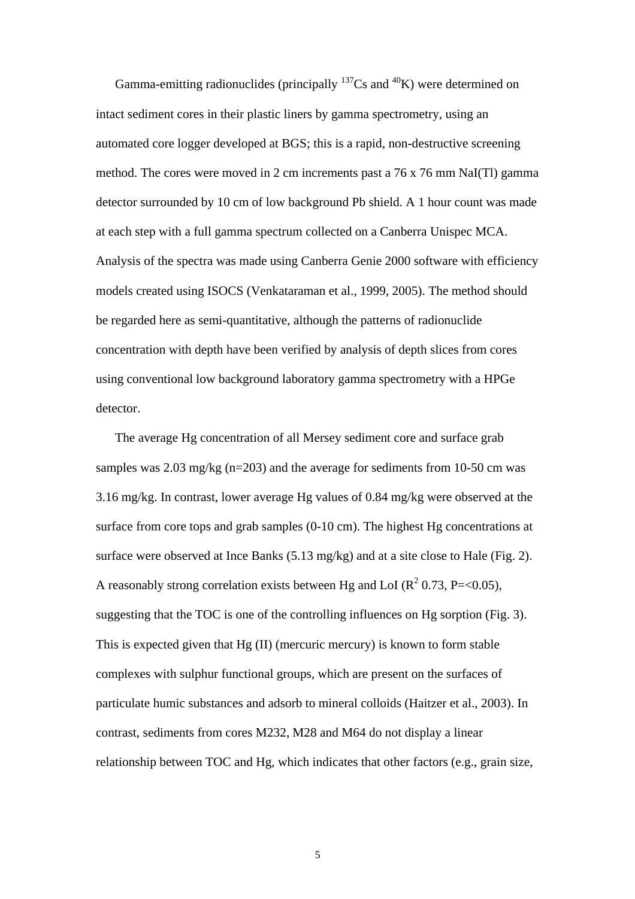Gamma-emitting radionuclides (principally $^{137}Cs$ and $^{40}K$) were determined on intact sediment cores in their plastic liners by gamma spectrometry, using an automated core logger developed at BGS; this is a rapid, non-destructive screening method. The cores were moved in 2 cm increments past a 76 x 76 mm NaI(Tl) gamma detector surrounded by 10 cm of low background Pb shield. A 1 hour count was made at each step with a full gamma spectrum collected on a Canberra Unispec MCA. Analysis of the spectra was made using Canberra Genie 2000 software with efficiency models created using ISOCS (Venkataraman et al., 1999, 2005). The method should be regarded here as semi-quantitative, although the patterns of radionuclide concentration with depth have been verified by analysis of depth slices from cores using conventional low background laboratory gamma spectrometry with a HPGe detector.

The average Hg concentration of all Mersey sediment core and surface grab samples was 2.03 mg/kg (n=203) and the average for sediments from 10-50 cm was 3.16 mg/kg. In contrast, lower average Hg values of 0.84 mg/kg were observed at the surface from core tops and grab samples (0-10 cm). The highest Hg concentrations at surface were observed at Ince Banks (5.13 mg/kg) and at a site close to Hale (Fig. 2). A reasonably strong correlation exists between Hg and LoI ($R^2$ 0.73, P=<0.05), suggesting that the TOC is one of the controlling influences on Hg sorption (Fig. 3). This is expected given that Hg (II) (mercuric mercury) is known to form stable complexes with sulphur functional groups, which are present on the surfaces of particulate humic substances and adsorb to mineral colloids (Haitzer et al., 2003). In contrast, sediments from cores M232, M28 and M64 do not display a linear relationship between TOC and Hg, which indicates that other factors (e.g., grain size,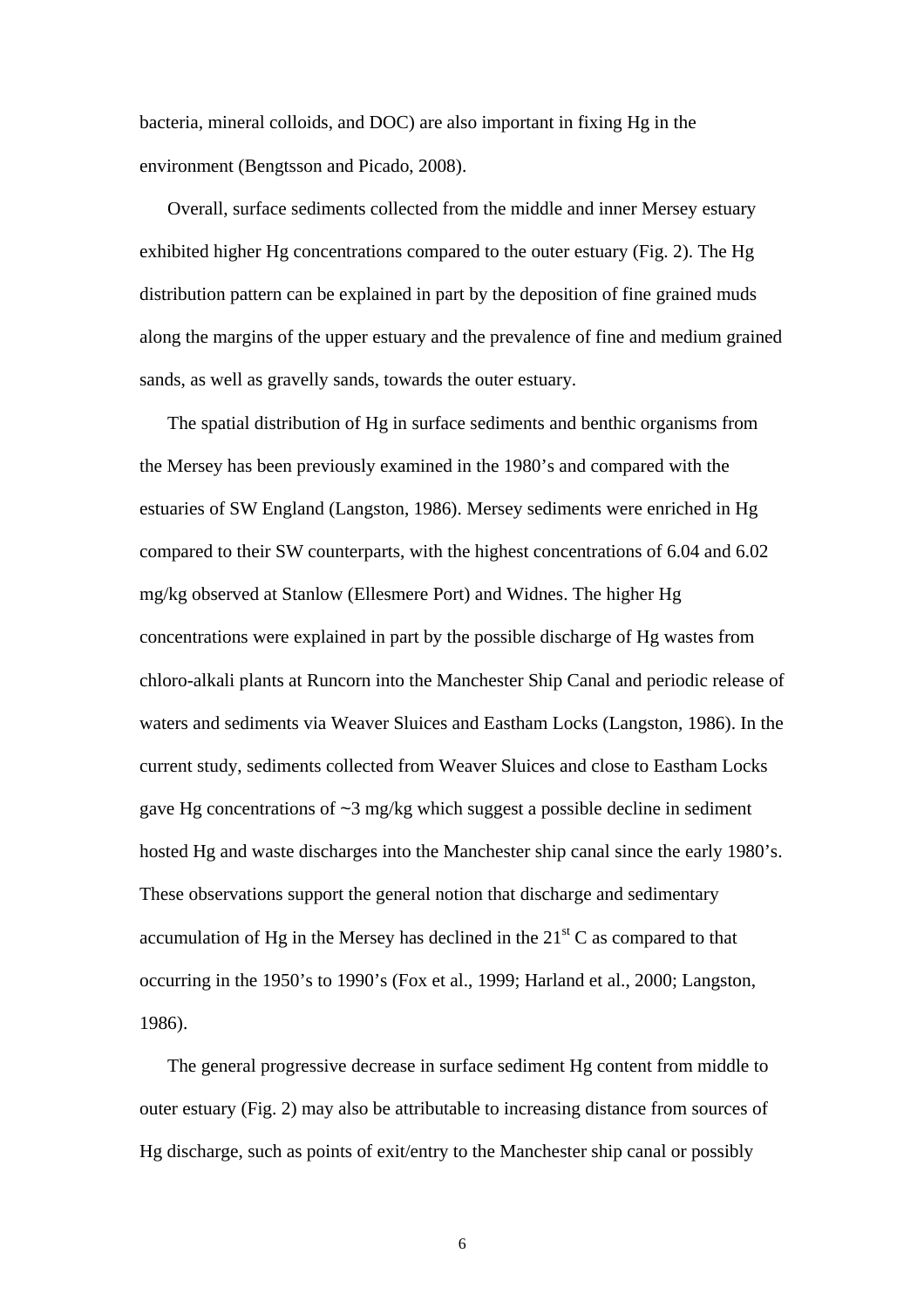bacteria, mineral colloids, and DOC) are also important in fixing Hg in the environment (Bengtsson and Picado, 2008).

Overall, surface sediments collected from the middle and inner Mersey estuary exhibited higher Hg concentrations compared to the outer estuary (Fig. 2). The Hg distribution pattern can be explained in part by the deposition of fine grained muds along the margins of the upper estuary and the prevalence of fine and medium grained sands, as well as gravelly sands, towards the outer estuary.

The spatial distribution of Hg in surface sediments and benthic organisms from the Mersey has been previously examined in the 1980's and compared with the estuaries of SW England (Langston, 1986). Mersey sediments were enriched in Hg compared to their SW counterparts, with the highest concentrations of 6.04 and 6.02 mg/kg observed at Stanlow (Ellesmere Port) and Widnes. The higher Hg concentrations were explained in part by the possible discharge of Hg wastes from chloro-alkali plants at Runcorn into the Manchester Ship Canal and periodic release of waters and sediments via Weaver Sluices and Eastham Locks (Langston, 1986). In the current study, sediments collected from Weaver Sluices and close to Eastham Locks gave Hg concentrations of ~3 mg/kg which suggest a possible decline in sediment hosted Hg and waste discharges into the Manchester ship canal since the early 1980's. These observations support the general notion that discharge and sedimentary accumulation of Hg in the Mersey has declined in the $21^{st}$ C as compared to that occurring in the 1950's to 1990's (Fox et al., 1999; Harland et al., 2000; Langston, 1986).

The general progressive decrease in surface sediment Hg content from middle to outer estuary (Fig. 2) may also be attributable to increasing distance from sources of Hg discharge, such as points of exit/entry to the Manchester ship canal or possibly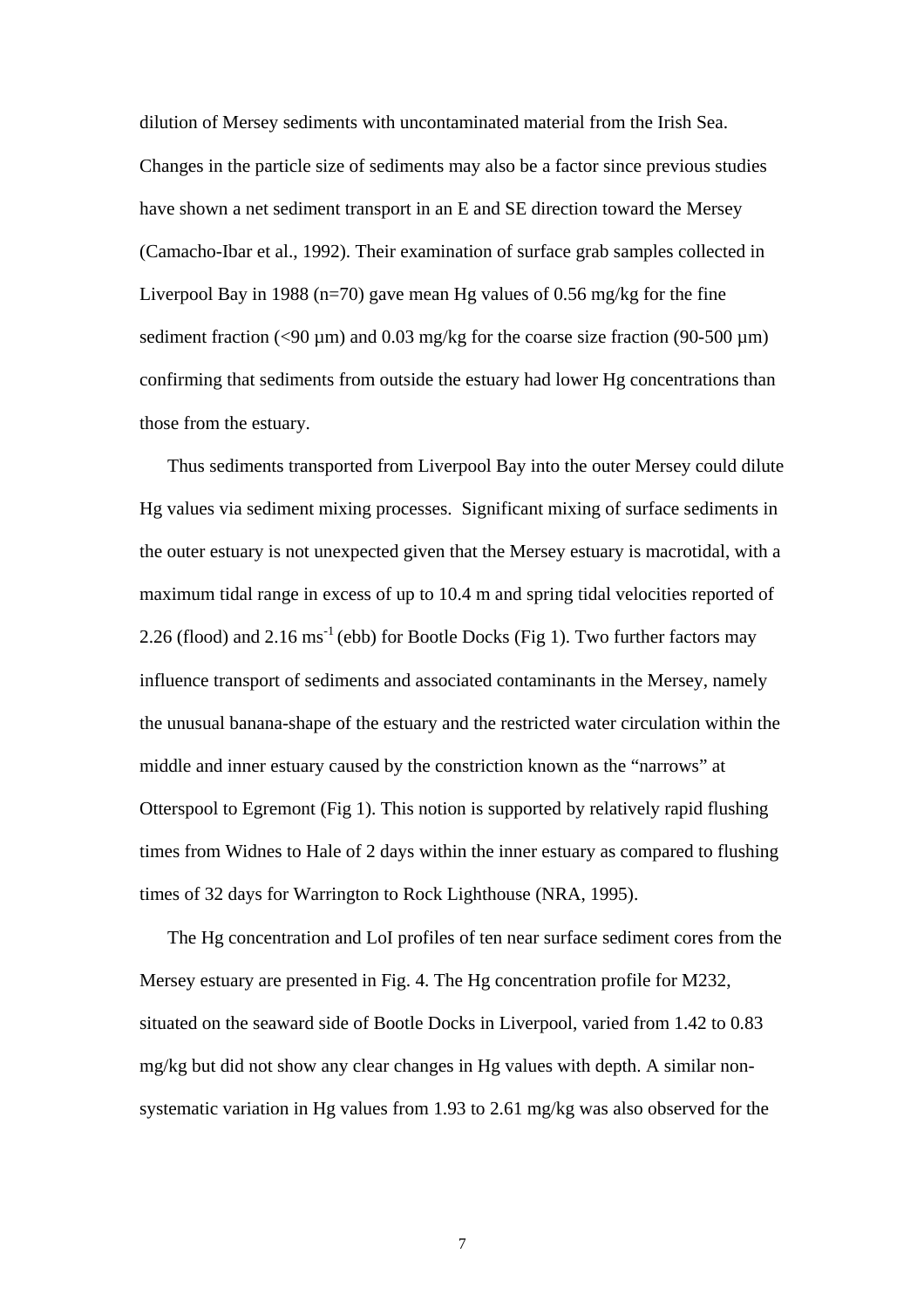dilution of Mersey sediments with uncontaminated material from the Irish Sea. Changes in the particle size of sediments may also be a factor since previous studies have shown a net sediment transport in an E and SE direction toward the Mersey (Camacho-Ibar et al., 1992). Their examination of surface grab samples collected in Liverpool Bay in 1988 (n=70) gave mean Hg values of 0.56 mg/kg for the fine sediment fraction (<90 µm) and 0.03 mg/kg for the coarse size fraction (90-500 µm) confirming that sediments from outside the estuary had lower Hg concentrations than those from the estuary.

Thus sediments transported from Liverpool Bay into the outer Mersey could dilute Hg values via sediment mixing processes. Significant mixing of surface sediments in the outer estuary is not unexpected given that the Mersey estuary is macrotidal, with a maximum tidal range in excess of up to 10.4 m and spring tidal velocities reported of 2.26 (flood) and 2.16 $ms^{-1}$ (ebb) for Bootle Docks (Fig 1). Two further factors may influence transport of sediments and associated contaminants in the Mersey, namely the unusual banana-shape of the estuary and the restricted water circulation within the middle and inner estuary caused by the constriction known as the "narrows" at Otterspool to Egremont (Fig 1). This notion is supported by relatively rapid flushing times from Widnes to Hale of 2 days within the inner estuary as compared to flushing times of 32 days for Warrington to Rock Lighthouse (NRA, 1995).

The Hg concentration and LoI profiles of ten near surface sediment cores from the Mersey estuary are presented in Fig. 4. The Hg concentration profile for M232, situated on the seaward side of Bootle Docks in Liverpool, varied from 1.42 to 0.83 mg/kg but did not show any clear changes in Hg values with depth. A similar non-systematic variation in Hg values from 1.93 to 2.61 mg/kg was also observed for the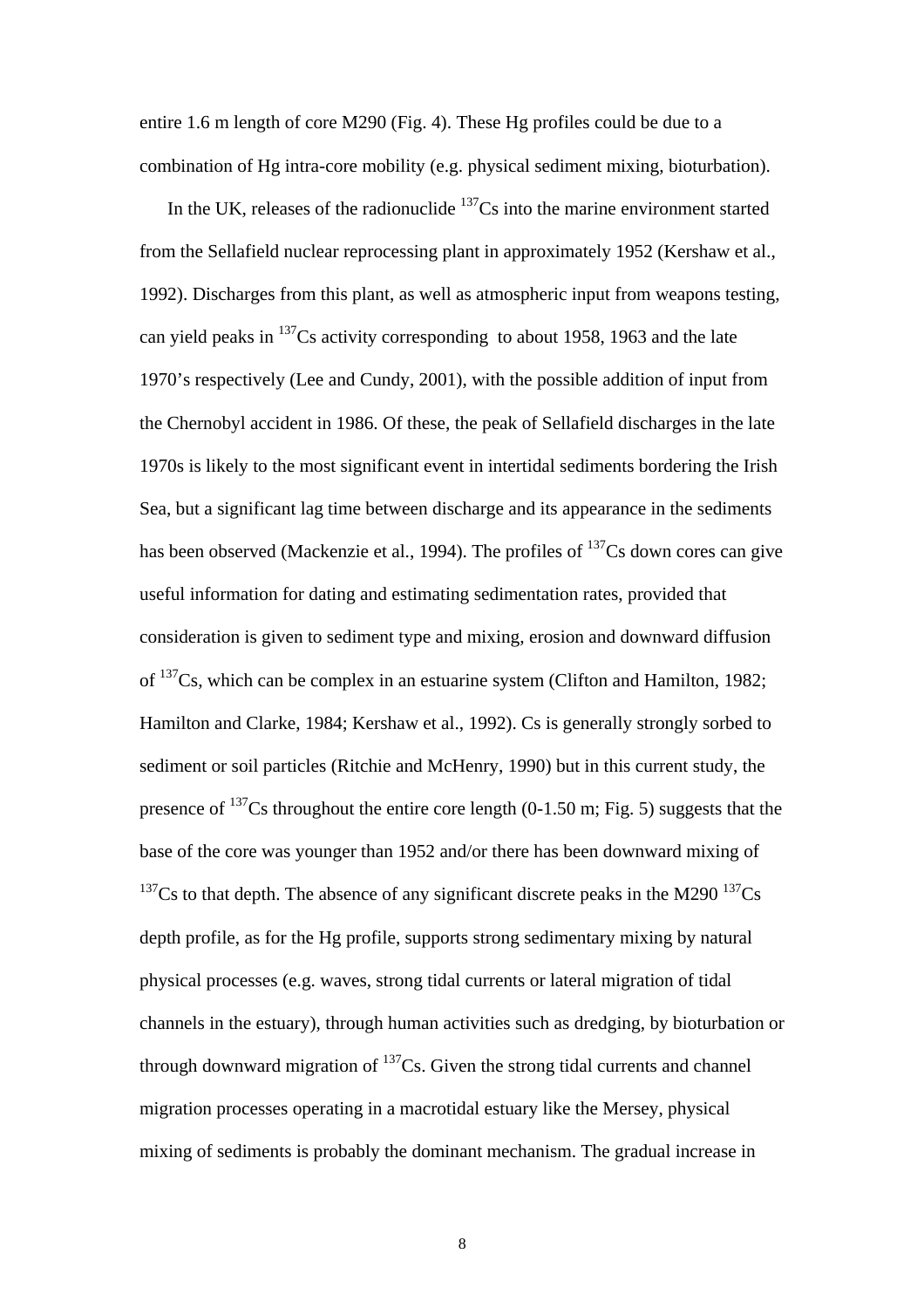entire 1.6 m length of core M290 (Fig. 4). These Hg profiles could be due to a combination of Hg intra-core mobility (e.g. physical sediment mixing, bioturbation).

In the UK, releases of the radionuclide $^{137}$Cs into the marine environment started from the Sellafield nuclear reprocessing plant in approximately 1952 (Kershaw et al., 1992). Discharges from this plant, as well as atmospheric input from weapons testing, can yield peaks in $^{137}$Cs activity corresponding to about 1958, 1963 and the late 1970's respectively (Lee and Cundy, 2001), with the possible addition of input from the Chernobyl accident in 1986. Of these, the peak of Sellafield discharges in the late 1970s is likely to the most significant event in intertidal sediments bordering the Irish Sea, but a significant lag time between discharge and its appearance in the sediments has been observed (Mackenzie et al., 1994). The profiles of $^{137}$Cs down cores can give useful information for dating and estimating sedimentation rates, provided that consideration is given to sediment type and mixing, erosion and downward diffusion of $^{137}$Cs, which can be complex in an estuarine system (Clifton and Hamilton, 1982; Hamilton and Clarke, 1984; Kershaw et al., 1992). Cs is generally strongly sorbed to sediment or soil particles (Ritchie and McHenry, 1990) but in this current study, the presence of $^{137}$Cs throughout the entire core length (0-1.50 m; Fig. 5) suggests that the base of the core was younger than 1952 and/or there has been downward mixing of $^{137}$Cs to that depth. The absence of any significant discrete peaks in the M290 $^{137}$Cs depth profile, as for the Hg profile, supports strong sedimentary mixing by natural physical processes (e.g. waves, strong tidal currents or lateral migration of tidal channels in the estuary), through human activities such as dredging, by bioturbation or through downward migration of $^{137}$Cs. Given the strong tidal currents and channel migration processes operating in a macrotidal estuary like the Mersey, physical mixing of sediments is probably the dominant mechanism. The gradual increase in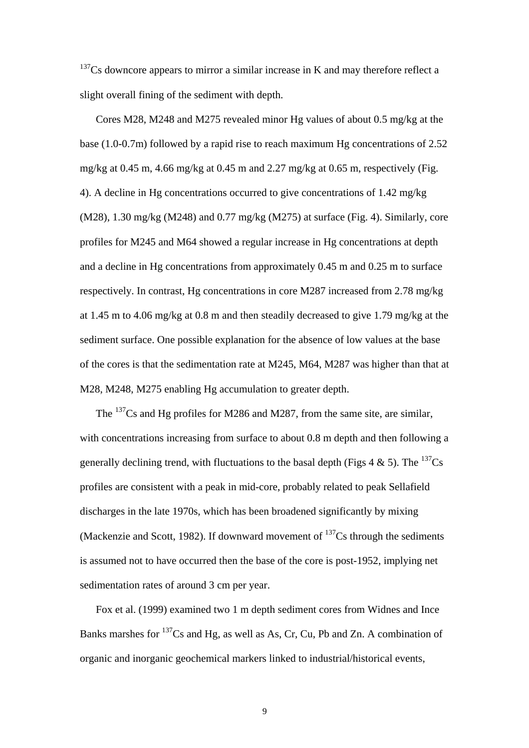$^{137}$Cs downcore appears to mirror a similar increase in K and may therefore reflect a slight overall fining of the sediment with depth.

Cores M28, M248 and M275 revealed minor Hg values of about 0.5 mg/kg at the base (1.0-0.7m) followed by a rapid rise to reach maximum Hg concentrations of 2.52 mg/kg at 0.45 m, 4.66 mg/kg at 0.45 m and 2.27 mg/kg at 0.65 m, respectively (Fig. 4). A decline in Hg concentrations occurred to give concentrations of 1.42 mg/kg (M28), 1.30 mg/kg (M248) and 0.77 mg/kg (M275) at surface (Fig. 4). Similarly, core profiles for M245 and M64 showed a regular increase in Hg concentrations at depth and a decline in Hg concentrations from approximately 0.45 m and 0.25 m to surface respectively. In contrast, Hg concentrations in core M287 increased from 2.78 mg/kg at 1.45 m to 4.06 mg/kg at 0.8 m and then steadily decreased to give 1.79 mg/kg at the sediment surface. One possible explanation for the absence of low values at the base of the cores is that the sedimentation rate at M245, M64, M287 was higher than that at M28, M248, M275 enabling Hg accumulation to greater depth.

The $^{137}$Cs and Hg profiles for M286 and M287, from the same site, are similar, with concentrations increasing from surface to about 0.8 m depth and then following a generally declining trend, with fluctuations to the basal depth (Figs 4 & 5). The $^{137}$Cs profiles are consistent with a peak in mid-core, probably related to peak Sellafield discharges in the late 1970s, which has been broadened significantly by mixing (Mackenzie and Scott, 1982). If downward movement of $^{137}$Cs through the sediments is assumed not to have occurred then the base of the core is post-1952, implying net sedimentation rates of around 3 cm per year.

Fox et al. (1999) examined two 1 m depth sediment cores from Widnes and Ince Banks marshes for $^{137}$Cs and Hg, as well as As, Cr, Cu, Pb and Zn. A combination of organic and inorganic geochemical markers linked to industrial/historical events,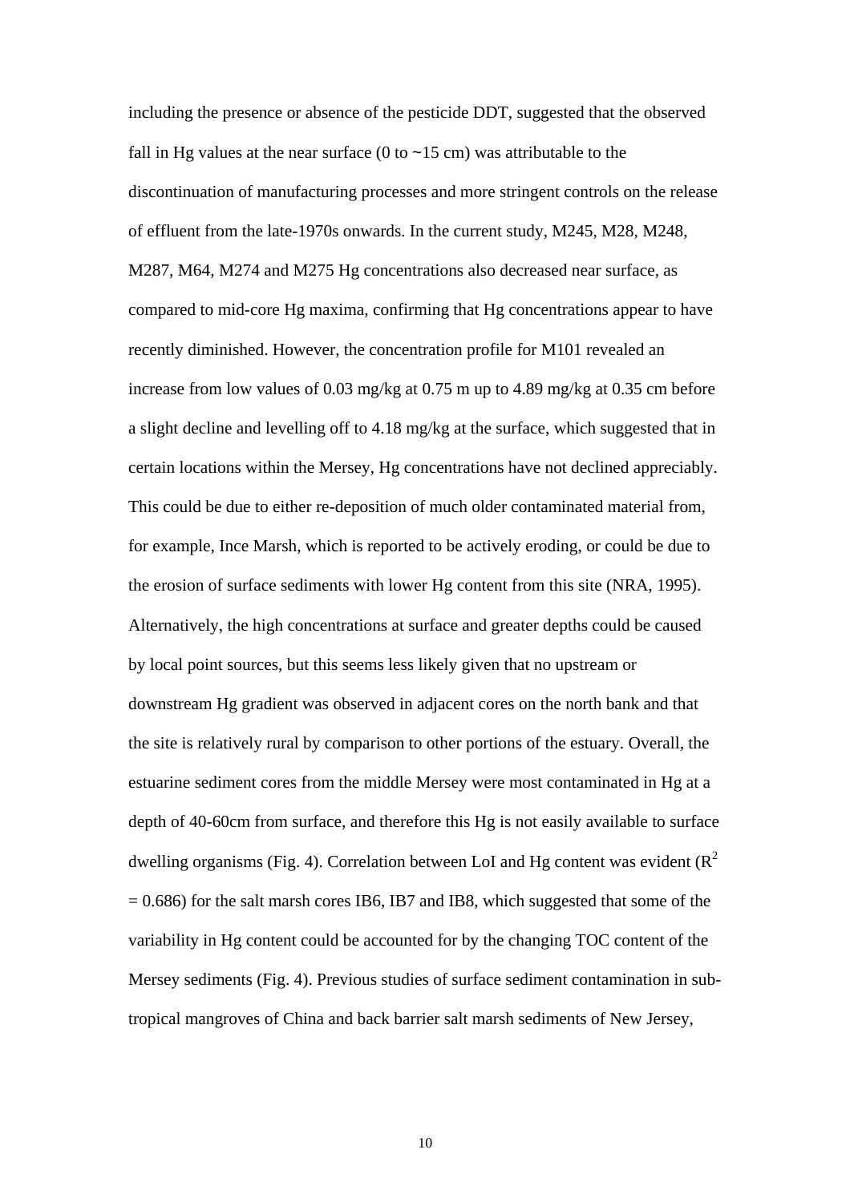including the presence or absence of the pesticide DDT, suggested that the observed fall in Hg values at the near surface (0 to ~15 cm) was attributable to the discontinuation of manufacturing processes and more stringent controls on the release of effluent from the late-1970s onwards. In the current study, M245, M28, M248, M287, M64, M274 and M275 Hg concentrations also decreased near surface, as compared to mid-core Hg maxima, confirming that Hg concentrations appear to have recently diminished. However, the concentration profile for M101 revealed an increase from low values of 0.03 mg/kg at 0.75 m up to 4.89 mg/kg at 0.35 cm before a slight decline and levelling off to 4.18 mg/kg at the surface, which suggested that in certain locations within the Mersey, Hg concentrations have not declined appreciably. This could be due to either re-deposition of much older contaminated material from, for example, Ince Marsh, which is reported to be actively eroding, or could be due to the erosion of surface sediments with lower Hg content from this site (NRA, 1995). Alternatively, the high concentrations at surface and greater depths could be caused by local point sources, but this seems less likely given that no upstream or downstream Hg gradient was observed in adjacent cores on the north bank and that the site is relatively rural by comparison to other portions of the estuary. Overall, the estuarine sediment cores from the middle Mersey were most contaminated in Hg at a depth of 40-60cm from surface, and therefore this Hg is not easily available to surface dwelling organisms (Fig. 4). Correlation between LoI and Hg content was evident ($R^2 = 0.686$) for the salt marsh cores IB6, IB7 and IB8, which suggested that some of the variability in Hg content could be accounted for by the changing TOC content of the Mersey sediments (Fig. 4). Previous studies of surface sediment contamination in sub-tropical mangroves of China and back barrier salt marsh sediments of New Jersey,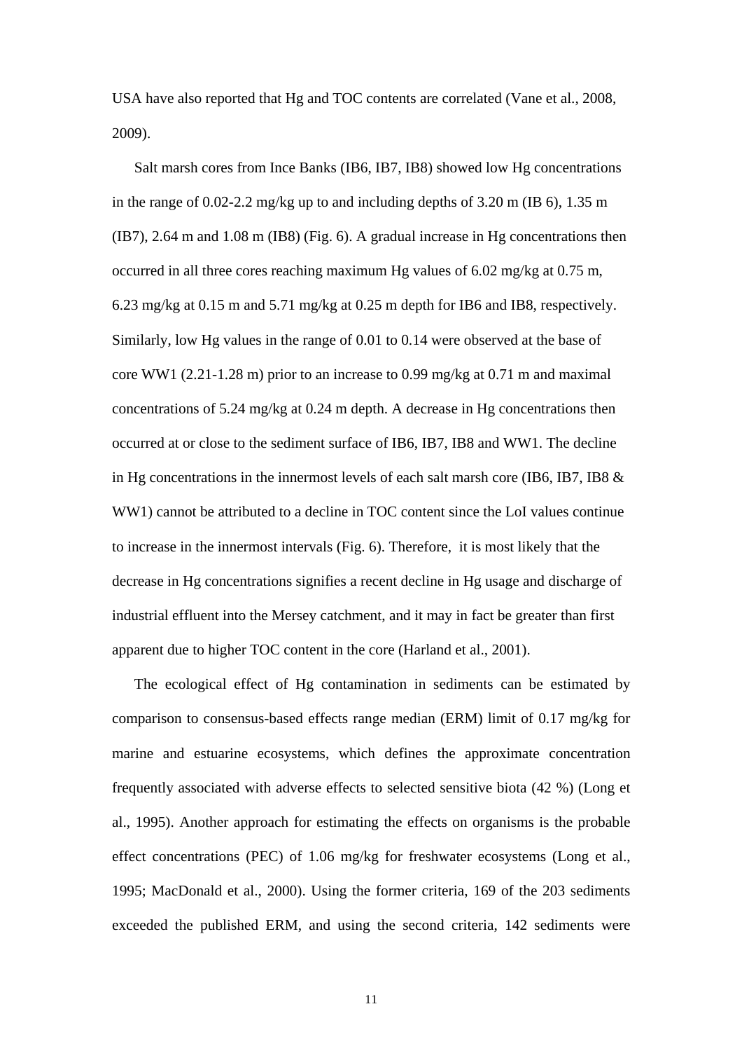USA have also reported that Hg and TOC contents are correlated (Vane et al., 2008, 2009).

Salt marsh cores from Ince Banks (IB6, IB7, IB8) showed low Hg concentrations in the range of 0.02-2.2 mg/kg up to and including depths of 3.20 m (IB 6), 1.35 m (IB7), 2.64 m and 1.08 m (IB8) (Fig. 6). A gradual increase in Hg concentrations then occurred in all three cores reaching maximum Hg values of 6.02 mg/kg at 0.75 m, 6.23 mg/kg at 0.15 m and 5.71 mg/kg at 0.25 m depth for IB6 and IB8, respectively. Similarly, low Hg values in the range of 0.01 to 0.14 were observed at the base of core WW1 (2.21-1.28 m) prior to an increase to 0.99 mg/kg at 0.71 m and maximal concentrations of 5.24 mg/kg at 0.24 m depth. A decrease in Hg concentrations then occurred at or close to the sediment surface of IB6, IB7, IB8 and WW1. The decline in Hg concentrations in the innermost levels of each salt marsh core (IB6, IB7, IB8 & WW1) cannot be attributed to a decline in TOC content since the LoI values continue to increase in the innermost intervals (Fig. 6). Therefore, it is most likely that the decrease in Hg concentrations signifies a recent decline in Hg usage and discharge of industrial effluent into the Mersey catchment, and it may in fact be greater than first apparent due to higher TOC content in the core (Harland et al., 2001).

The ecological effect of Hg contamination in sediments can be estimated by comparison to consensus-based effects range median (ERM) limit of 0.17 mg/kg for marine and estuarine ecosystems, which defines the approximate concentration frequently associated with adverse effects to selected sensitive biota (42 %) (Long et al., 1995). Another approach for estimating the effects on organisms is the probable effect concentrations (PEC) of 1.06 mg/kg for freshwater ecosystems (Long et al., 1995; MacDonald et al., 2000). Using the former criteria, 169 of the 203 sediments exceeded the published ERM, and using the second criteria, 142 sediments were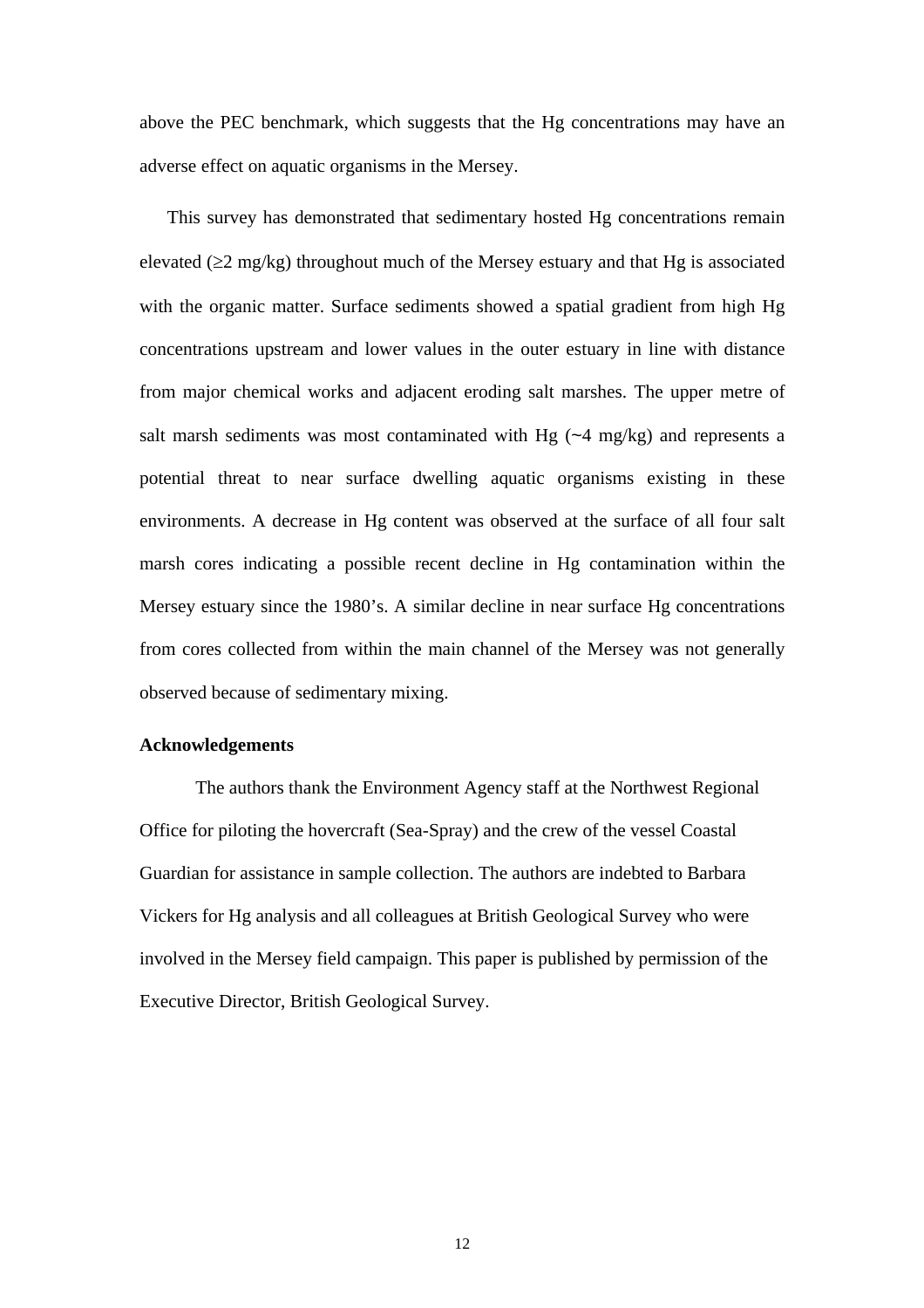above the PEC benchmark, which suggests that the Hg concentrations may have an adverse effect on aquatic organisms in the Mersey.

This survey has demonstrated that sedimentary hosted Hg concentrations remain elevated (≥2 mg/kg) throughout much of the Mersey estuary and that Hg is associated with the organic matter. Surface sediments showed a spatial gradient from high Hg concentrations upstream and lower values in the outer estuary in line with distance from major chemical works and adjacent eroding salt marshes. The upper metre of salt marsh sediments was most contaminated with Hg (~4 mg/kg) and represents a potential threat to near surface dwelling aquatic organisms existing in these environments. A decrease in Hg content was observed at the surface of all four salt marsh cores indicating a possible recent decline in Hg contamination within the Mersey estuary since the 1980's. A similar decline in near surface Hg concentrations from cores collected from within the main channel of the Mersey was not generally observed because of sedimentary mixing.

**Acknowledgements**

The authors thank the Environment Agency staff at the Northwest Regional Office for piloting the hovercraft (Sea-Spray) and the crew of the vessel Coastal Guardian for assistance in sample collection. The authors are indebted to Barbara Vickers for Hg analysis and all colleagues at British Geological Survey who were involved in the Mersey field campaign. This paper is published by permission of the Executive Director, British Geological Survey.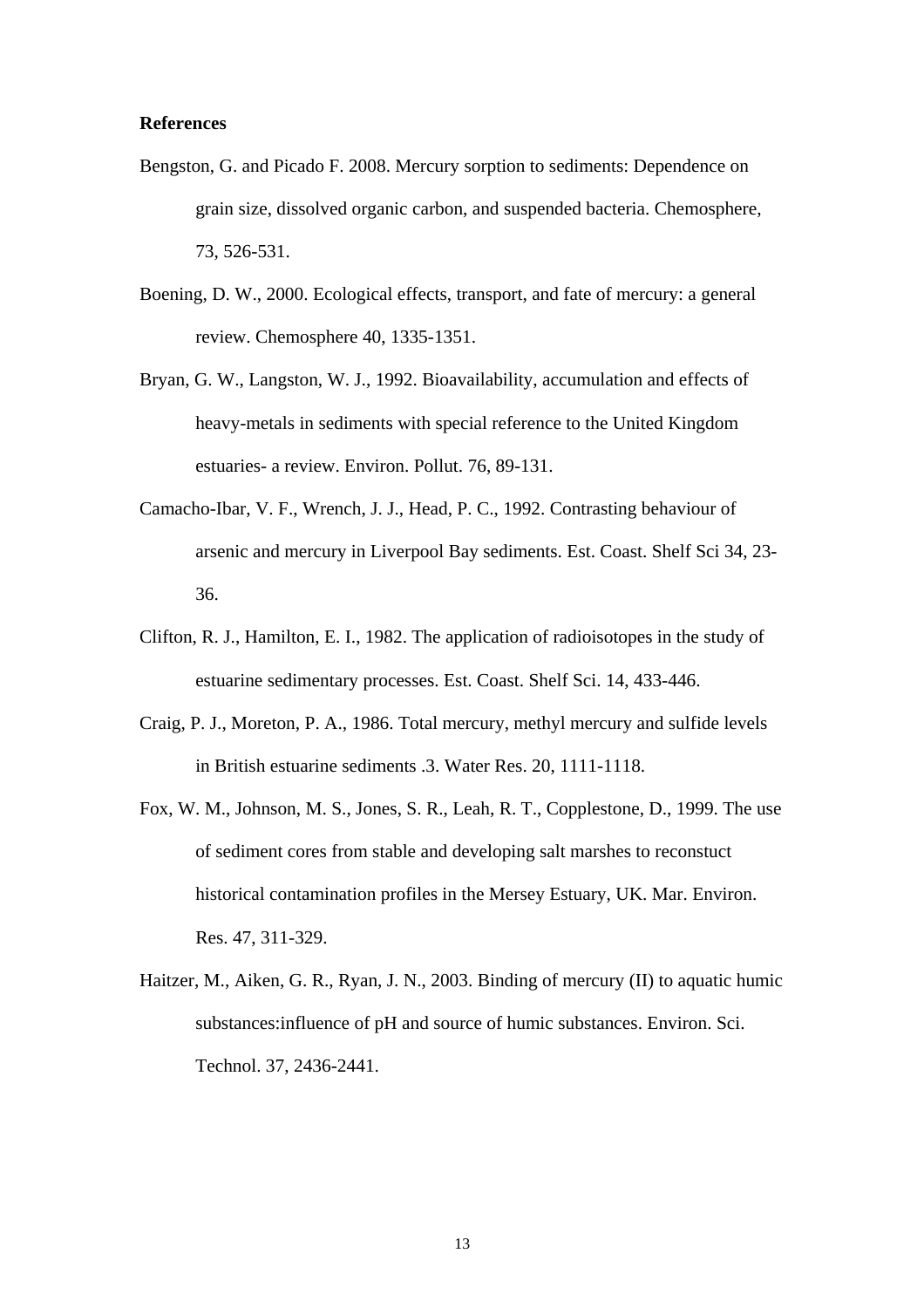**References**

Bengston, G. and Picado F. 2008. Mercury sorption to sediments: Dependence on grain size, dissolved organic carbon, and suspended bacteria. Chemosphere, 73, 526-531.

Boening, D. W., 2000. Ecological effects, transport, and fate of mercury: a general review. Chemosphere 40, 1335-1351.

Bryan, G. W., Langston, W. J., 1992. Bioavailability, accumulation and effects of heavy-metals in sediments with special reference to the United Kingdom estuaries- a review. Environ. Pollut. 76, 89-131.

Camacho-Ibar, V. F., Wrench, J. J., Head, P. C., 1992. Contrasting behaviour of arsenic and mercury in Liverpool Bay sediments. Est. Coast. Shelf Sci 34, 23-36.

Clifton, R. J., Hamilton, E. I., 1982. The application of radioisotopes in the study of estuarine sedimentary processes. Est. Coast. Shelf Sci. 14, 433-446.

Craig, P. J., Moreton, P. A., 1986. Total mercury, methyl mercury and sulfide levels in British estuarine sediments .3. Water Res. 20, 1111-1118.

Fox, W. M., Johnson, M. S., Jones, S. R., Leah, R. T., Copplestone, D., 1999. The use of sediment cores from stable and developing salt marshes to reconstuct historical contamination profiles in the Mersey Estuary, UK. Mar. Environ. Res. 47, 311-329.

Haitzer, M., Aiken, G. R., Ryan, J. N., 2003. Binding of mercury (II) to aquatic humic substances:influence of pH and source of humic substances. Environ. Sci. Technol. 37, 2436-2441.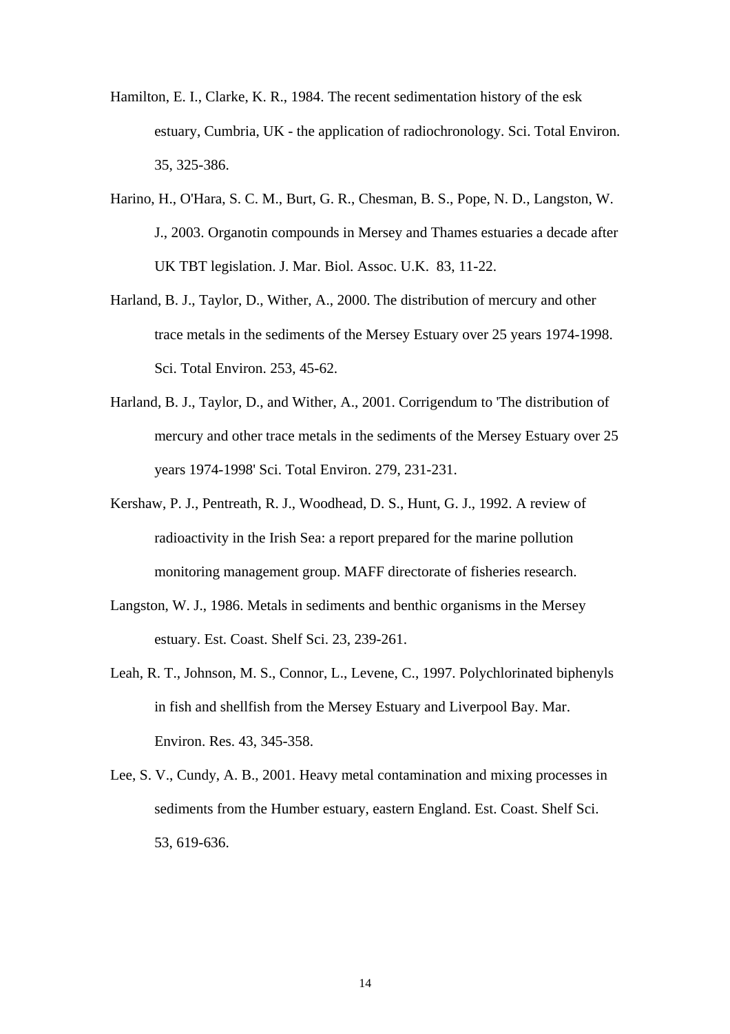Hamilton, E. I., Clarke, K. R., 1984. The recent sedimentation history of the esk estuary, Cumbria, UK - the application of radiochronology. Sci. Total Environ. 35, 325-386.

Harino, H., O'Hara, S. C. M., Burt, G. R., Chesman, B. S., Pope, N. D., Langston, W. J., 2003. Organotin compounds in Mersey and Thames estuaries a decade after UK TBT legislation. J. Mar. Biol. Assoc. U.K. 83, 11-22.

Harland, B. J., Taylor, D., Wither, A., 2000. The distribution of mercury and other trace metals in the sediments of the Mersey Estuary over 25 years 1974-1998. Sci. Total Environ. 253, 45-62.

Harland, B. J., Taylor, D., and Wither, A., 2001. Corrigendum to 'The distribution of mercury and other trace metals in the sediments of the Mersey Estuary over 25 years 1974-1998' Sci. Total Environ. 279, 231-231.

Kershaw, P. J., Pentreath, R. J., Woodhead, D. S., Hunt, G. J., 1992. A review of radioactivity in the Irish Sea: a report prepared for the marine pollution monitoring management group. MAFF directorate of fisheries research.

Langston, W. J., 1986. Metals in sediments and benthic organisms in the Mersey estuary. Est. Coast. Shelf Sci. 23, 239-261.

Leah, R. T., Johnson, M. S., Connor, L., Levene, C., 1997. Polychlorinated biphenyls in fish and shellfish from the Mersey Estuary and Liverpool Bay. Mar. Environ. Res. 43, 345-358.

Lee, S. V., Cundy, A. B., 2001. Heavy metal contamination and mixing processes in sediments from the Humber estuary, eastern England. Est. Coast. Shelf Sci. 53, 619-636.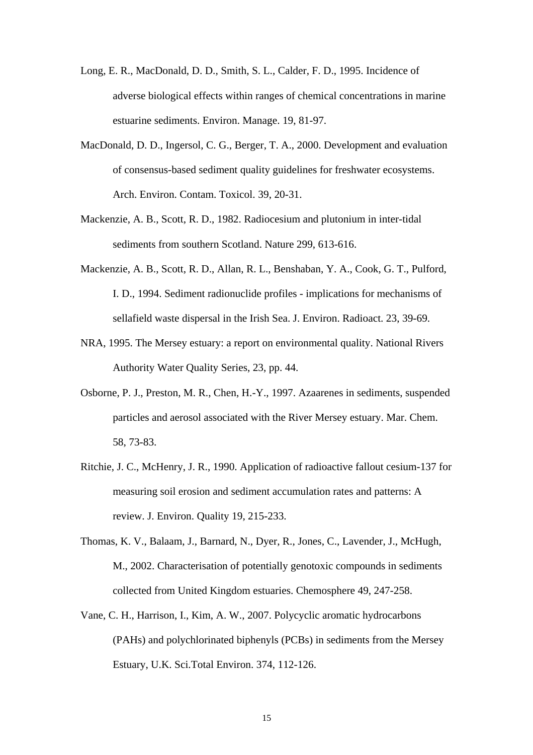Long, E. R., MacDonald, D. D., Smith, S. L., Calder, F. D., 1995. Incidence of adverse biological effects within ranges of chemical concentrations in marine estuarine sediments. Environ. Manage. 19, 81-97.

MacDonald, D. D., Ingersol, C. G., Berger, T. A., 2000. Development and evaluation of consensus-based sediment quality guidelines for freshwater ecosystems. Arch. Environ. Contam. Toxicol. 39, 20-31.

Mackenzie, A. B., Scott, R. D., 1982. Radiocesium and plutonium in inter-tidal sediments from southern Scotland. Nature 299, 613-616.

Mackenzie, A. B., Scott, R. D., Allan, R. L., Benshaban, Y. A., Cook, G. T., Pulford, I. D., 1994. Sediment radionuclide profiles - implications for mechanisms of sellafield waste dispersal in the Irish Sea. J. Environ. Radioact. 23, 39-69.

NRA, 1995. The Mersey estuary: a report on environmental quality. National Rivers Authority Water Quality Series, 23, pp. 44.

Osborne, P. J., Preston, M. R., Chen, H.-Y., 1997. Azaarenes in sediments, suspended particles and aerosol associated with the River Mersey estuary. Mar. Chem. 58, 73-83.

Ritchie, J. C., McHenry, J. R., 1990. Application of radioactive fallout cesium-137 for measuring soil erosion and sediment accumulation rates and patterns: A review. J. Environ. Quality 19, 215-233.

Thomas, K. V., Balaam, J., Barnard, N., Dyer, R., Jones, C., Lavender, J., McHugh, M., 2002. Characterisation of potentially genotoxic compounds in sediments collected from United Kingdom estuaries. Chemosphere 49, 247-258.

Vane, C. H., Harrison, I., Kim, A. W., 2007. Polycyclic aromatic hydrocarbons (PAHs) and polychlorinated biphenyls (PCBs) in sediments from the Mersey Estuary, U.K. Sci.Total Environ. 374, 112-126.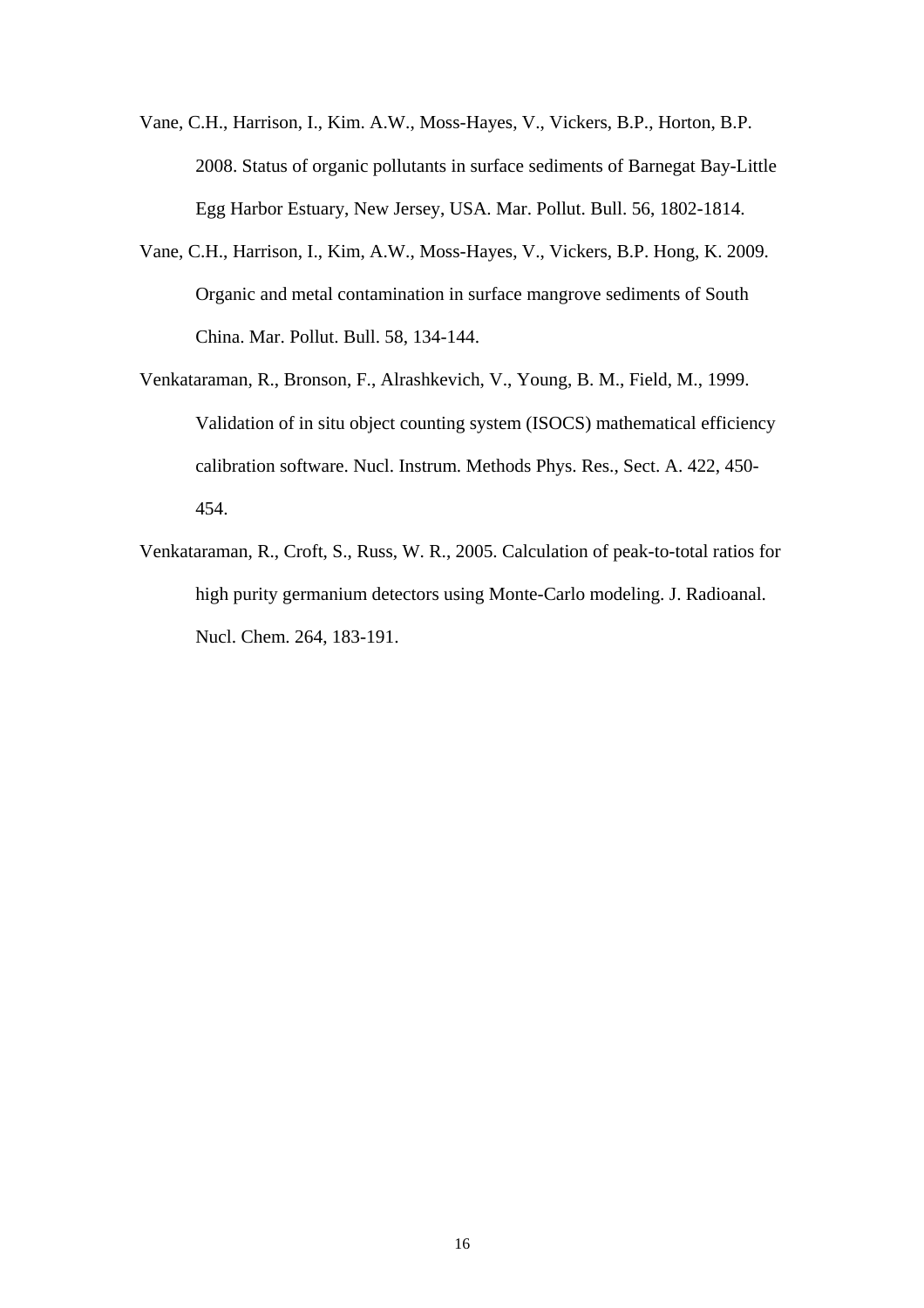Vane, C.H., Harrison, I., Kim. A.W., Moss-Hayes, V., Vickers, B.P., Horton, B.P. 2008. Status of organic pollutants in surface sediments of Barnegat Bay-Little Egg Harbor Estuary, New Jersey, USA. Mar. Pollut. Bull. 56, 1802-1814.

Vane, C.H., Harrison, I., Kim, A.W., Moss-Hayes, V., Vickers, B.P. Hong, K. 2009. Organic and metal contamination in surface mangrove sediments of South China. Mar. Pollut. Bull. 58, 134-144.

Venkataraman, R., Bronson, F., Alrashkevich, V., Young, B. M., Field, M., 1999. Validation of in situ object counting system (ISOCS) mathematical efficiency calibration software. Nucl. Instrum. Methods Phys. Res., Sect. A. 422, 450-454.

Venkataraman, R., Croft, S., Russ, W. R., 2005. Calculation of peak-to-total ratios for high purity germanium detectors using Monte-Carlo modeling. J. Radioanal. Nucl. Chem. 264, 183-191.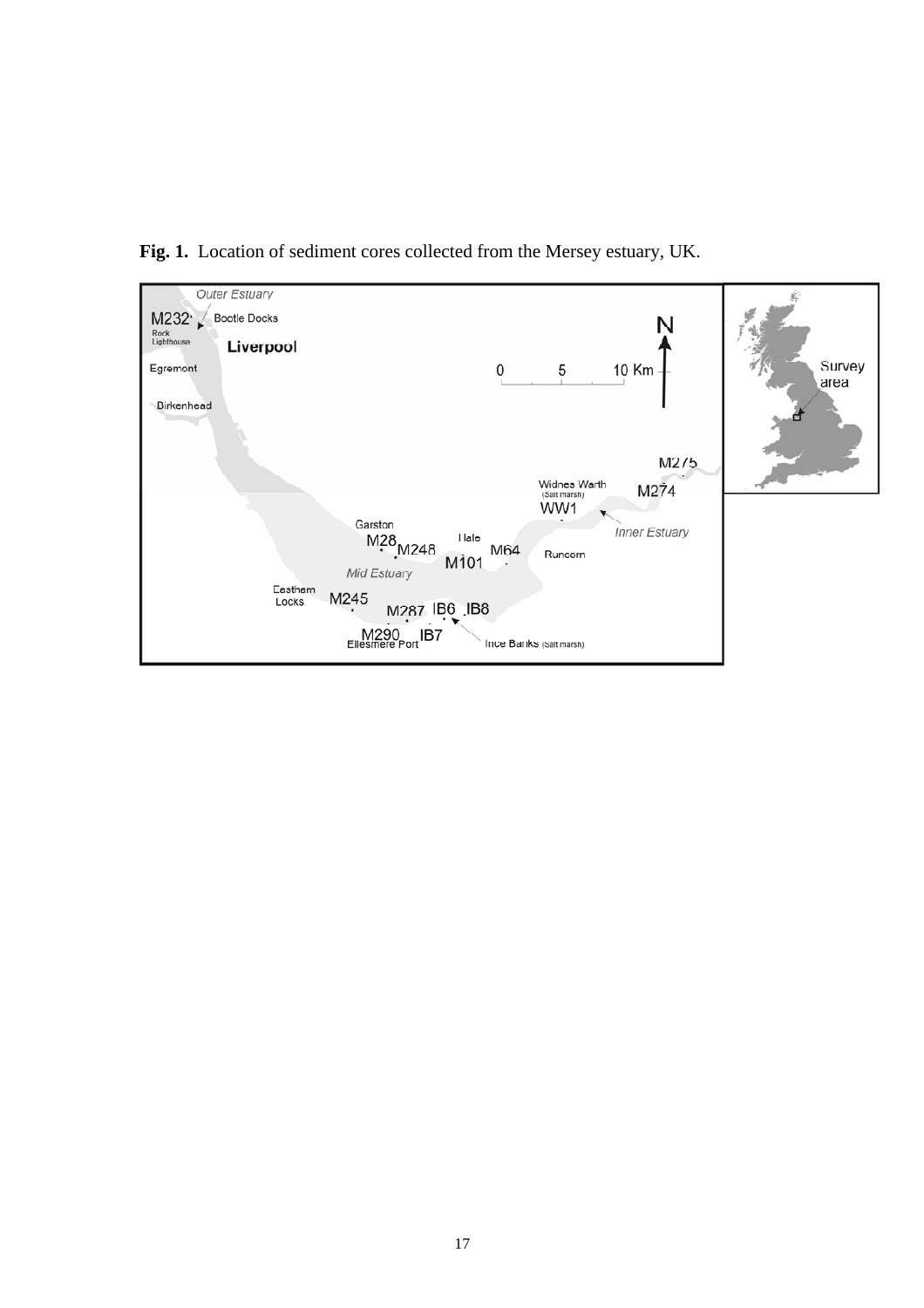**Fig. 1.** Location of sediment cores collected from the Mersey estuary, UK.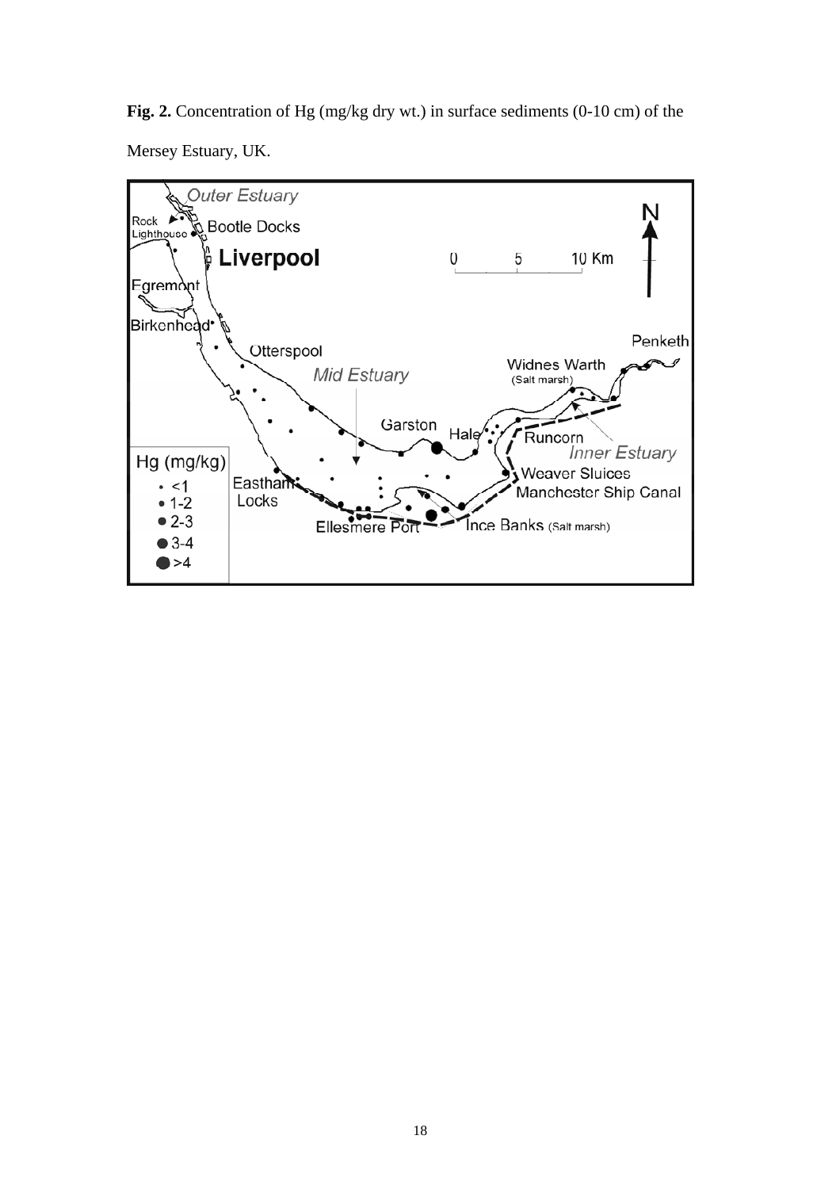**Fig. 2.** Concentration of Hg (mg/kg dry wt.) in surface sediments (0-10 cm) of the Mersey Estuary, UK.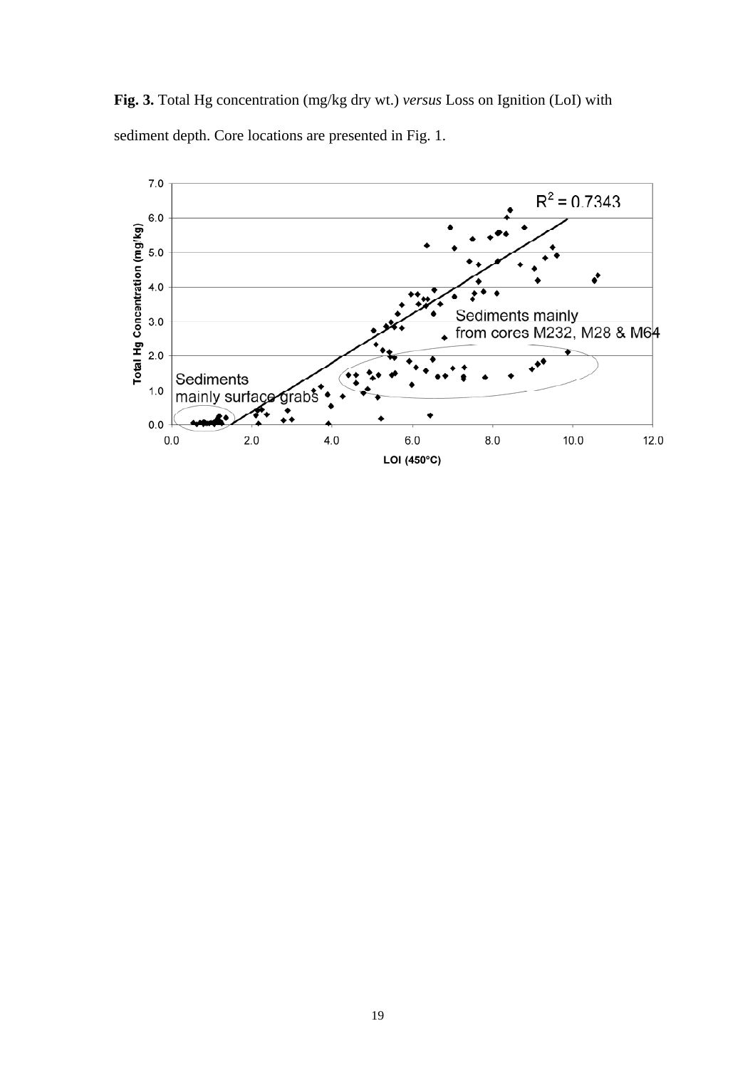**Fig. 3.** Total Hg concentration (mg/kg dry wt.) *versus* Loss on Ignition (LoI) with sediment depth. Core locations are presented in Fig. 1.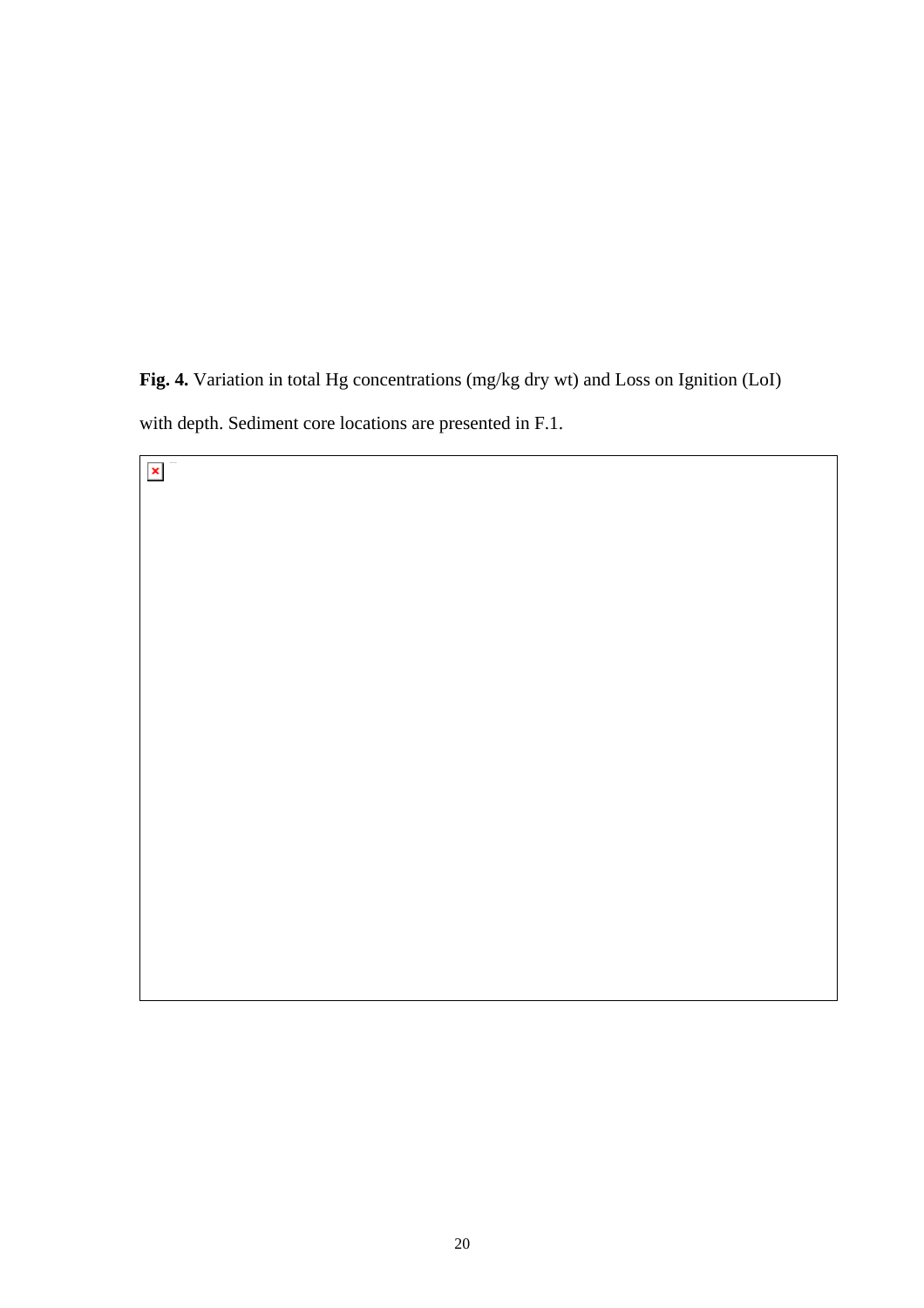**Fig. 4.** Variation in total Hg concentrations (mg/kg dry wt) and Loss on Ignition (LoI) with depth. Sediment core locations are presented in F.1.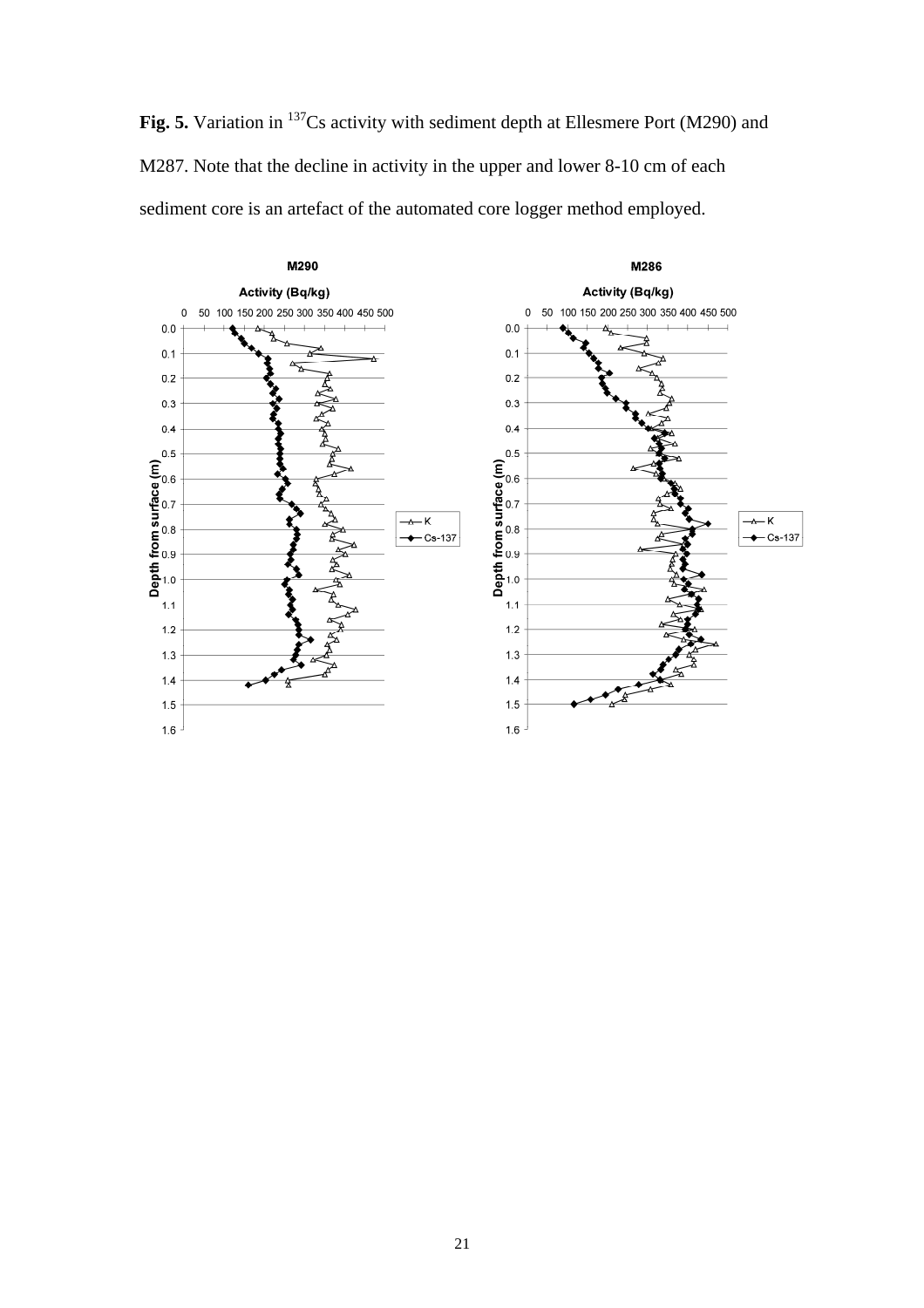**Fig. 5.** Variation in $^{137}Cs$ activity with sediment depth at Ellesmere Port (M290) and M287. Note that the decline in activity in the upper and lower 8-10 cm of each sediment core is an artefact of the automated core logger method employed.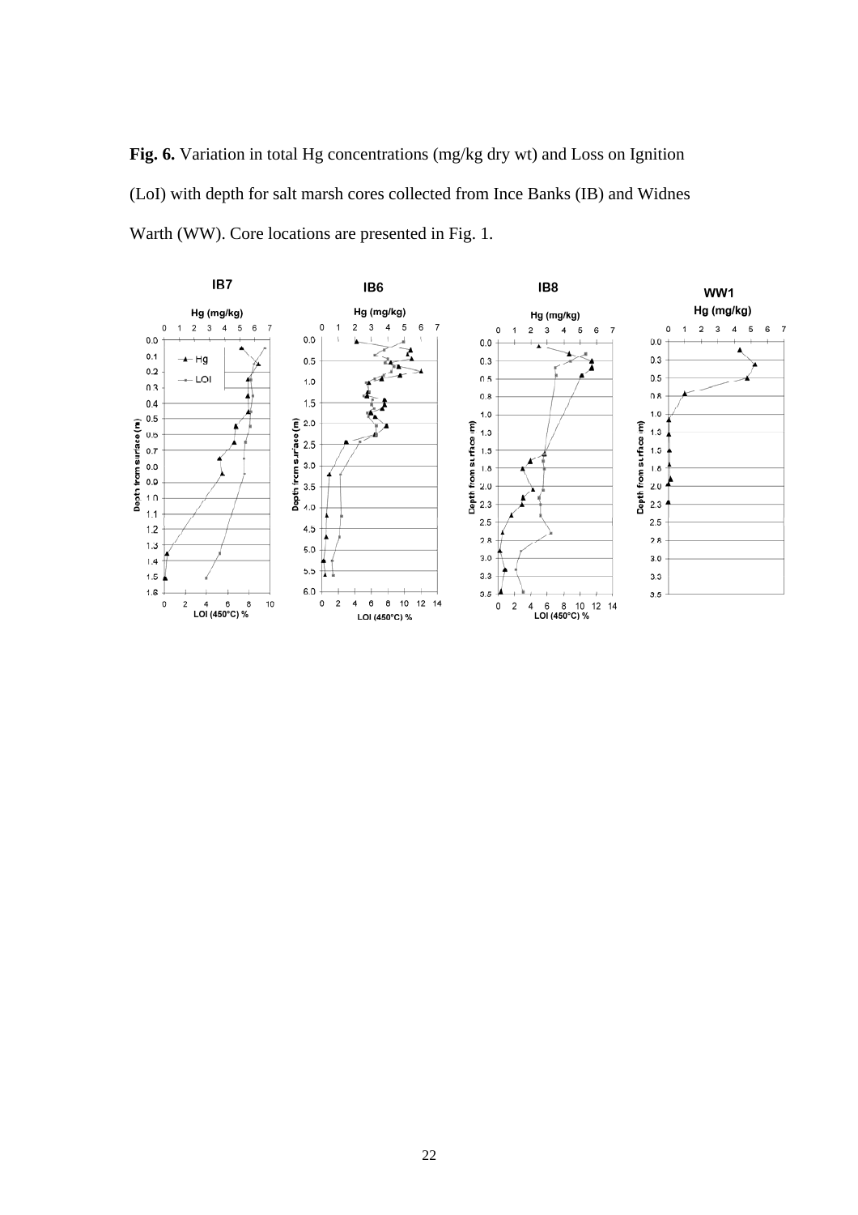**Fig. 6.** Variation in total Hg concentrations (mg/kg dry wt) and Loss on Ignition (LoI) with depth for salt marsh cores collected from Ince Banks (IB) and Widnes Warth (WW). Core locations are presented in Fig. 1.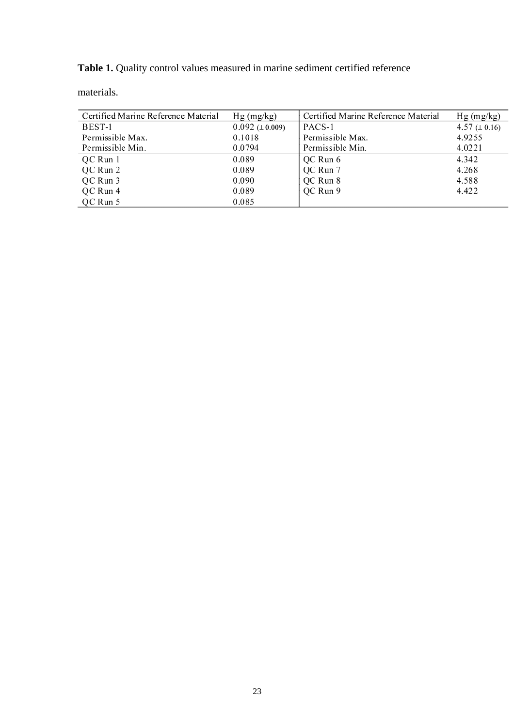**Table 1.** Quality control values measured in marine sediment certified reference materials.

| Certified Marine Reference Material | Hg (mg/kg) | Certified Marine Reference Material | Hg (mg/kg) |
|---|---|---|---|
| BEST-1 | 0.092 (± 0.009) | PACS-1 | 4.57 (± 0.16) |
| Permissible Max. | 0.1018 | Permissible Max. | 4.9255 |
| Permissible Min. | 0.0794 | Permissible Min. | 4.0221 |
| QC Run 1 | 0.089 | QC Run 6 | 4.342 |
| QC Run 2 | 0.089 | QC Run 7 | 4.268 |
| QC Run 3 | 0.090 | QC Run 8 | 4.588 |
| QC Run 4 | 0.089 | QC Run 9 | 4.422 |
| QC Run 5 | 0.085 | | |